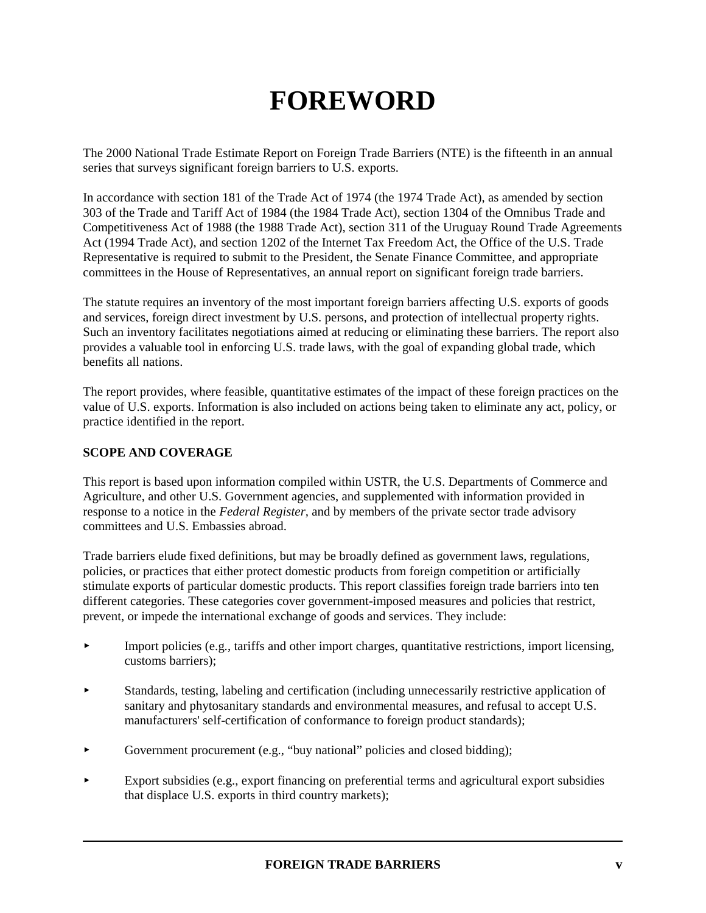# FOREWORD

The 2000 National Trade Estimate Report on Foreign Trade Barriers (NTE) is the fifteenth in an annual series that surveys significant foreign barriers to U.S. exports.

In accordance with section 181 of the Trade Act of 1974 (the 1974 Trade Act), as amended by section 303 of the Trade and Tariff Act of 1984 (the 1984 Trade Act), section 1304 of the Omnibus Trade and Competitiveness Act of 1988 (the 1988 Trade Act), section 311 of the Uruguay Round Trade Agreements Act (1994 Trade Act), and section 1202 of the Internet Tax Freedom Act, the Office of the U.S. Trade Representative is required to submit to the President, the Senate Finance Committee, and appropriate committees in the House of Representatives, an annual report on significant foreign trade barriers.

The statute requires an inventory of the most important foreign barriers affecting U.S. exports of goods and services, foreign direct investment by U.S. persons, and protection of intellectual property rights. Such an inventory facilitates negotiations aimed at reducing or eliminating these barriers. The report also provides a valuable tool in enforcing U.S. trade laws, with the goal of expanding global trade, which benefits all nations.

The report provides, where feasible, quantitative estimates of the impact of these foreign practices on the value of U.S. exports. Information is also included on actions being taken to eliminate any act, policy, or practice identified in the report.

**SCOPE AND COVERAGE**

This report is based upon information compiled within USTR, the U.S. Departments of Commerce and Agriculture, and other U.S. Government agencies, and supplemented with information provided in response to a notice in the *Federal Register*, and by members of the private sector trade advisory committees and U.S. Embassies abroad.

Trade barriers elude fixed definitions, but may be broadly defined as government laws, regulations, policies, or practices that either protect domestic products from foreign competition or artificially stimulate exports of particular domestic products. This report classifies foreign trade barriers into ten different categories. These categories cover government-imposed measures and policies that restrict, prevent, or impede the international exchange of goods and services. They include:

- Import policies (e.g., tariffs and other import charges, quantitative restrictions, import licensing, customs barriers);
- Standards, testing, labeling and certification (including unnecessarily restrictive application of sanitary and phytosanitary standards and environmental measures, and refusal to accept U.S. manufacturers' self-certification of conformance to foreign product standards);
- Government procurement (e.g., “buy national” policies and closed bidding);
- Export subsidies (e.g., export financing on preferential terms and agricultural export subsidies that displace U.S. exports in third country markets);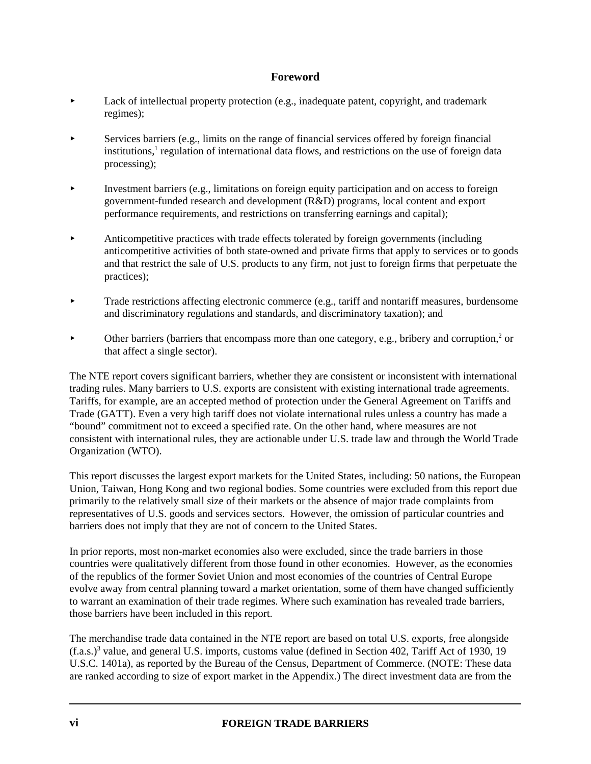## Foreword

- Lack of intellectual property protection (e.g., inadequate patent, copyright, and trademark regimes);
- Services barriers (e.g., limits on the range of financial services offered by foreign financial institutions,[1] regulation of international data flows, and restrictions on the use of foreign data processing);
- Investment barriers (e.g., limitations on foreign equity participation and on access to foreign government-funded research and development (R&D) programs, local content and export performance requirements, and restrictions on transferring earnings and capital);
- Anticompetitive practices with trade effects tolerated by foreign governments (including anticompetitive activities of both state-owned and private firms that apply to services or to goods and that restrict the sale of U.S. products to any firm, not just to foreign firms that perpetuate the practices);
- Trade restrictions affecting electronic commerce (e.g., tariff and nontariff measures, burdensome and discriminatory regulations and standards, and discriminatory taxation); and
- Other barriers (barriers that encompass more than one category, e.g., bribery and corruption,[2] or that affect a single sector).

The NTE report covers significant barriers, whether they are consistent or inconsistent with international trading rules. Many barriers to U.S. exports are consistent with existing international trade agreements. Tariffs, for example, are an accepted method of protection under the General Agreement on Tariffs and Trade (GATT). Even a very high tariff does not violate international rules unless a country has made a "bound" commitment not to exceed a specified rate. On the other hand, where measures are not consistent with international rules, they are actionable under U.S. trade law and through the World Trade Organization (WTO).

This report discusses the largest export markets for the United States, including: 50 nations, the European Union, Taiwan, Hong Kong and two regional bodies. Some countries were excluded from this report due primarily to the relatively small size of their markets or the absence of major trade complaints from representatives of U.S. goods and services sectors. However, the omission of particular countries and barriers does not imply that they are not of concern to the United States.

In prior reports, most non-market economies also were excluded, since the trade barriers in those countries were qualitatively different from those found in other economies. However, as the economies of the republics of the former Soviet Union and most economies of the countries of Central Europe evolve away from central planning toward a market orientation, some of them have changed sufficiently to warrant an examination of their trade regimes. Where such examination has revealed trade barriers, those barriers have been included in this report.

The merchandise trade data contained in the NTE report are based on total U.S. exports, free alongside (f.a.s.)[3] value, and general U.S. imports, customs value (defined in Section 402, Tariff Act of 1930, 19 U.S.C. 1401a), as reported by the Bureau of the Census, Department of Commerce. (NOTE: These data are ranked according to size of export market in the Appendix.) The direct investment data are from the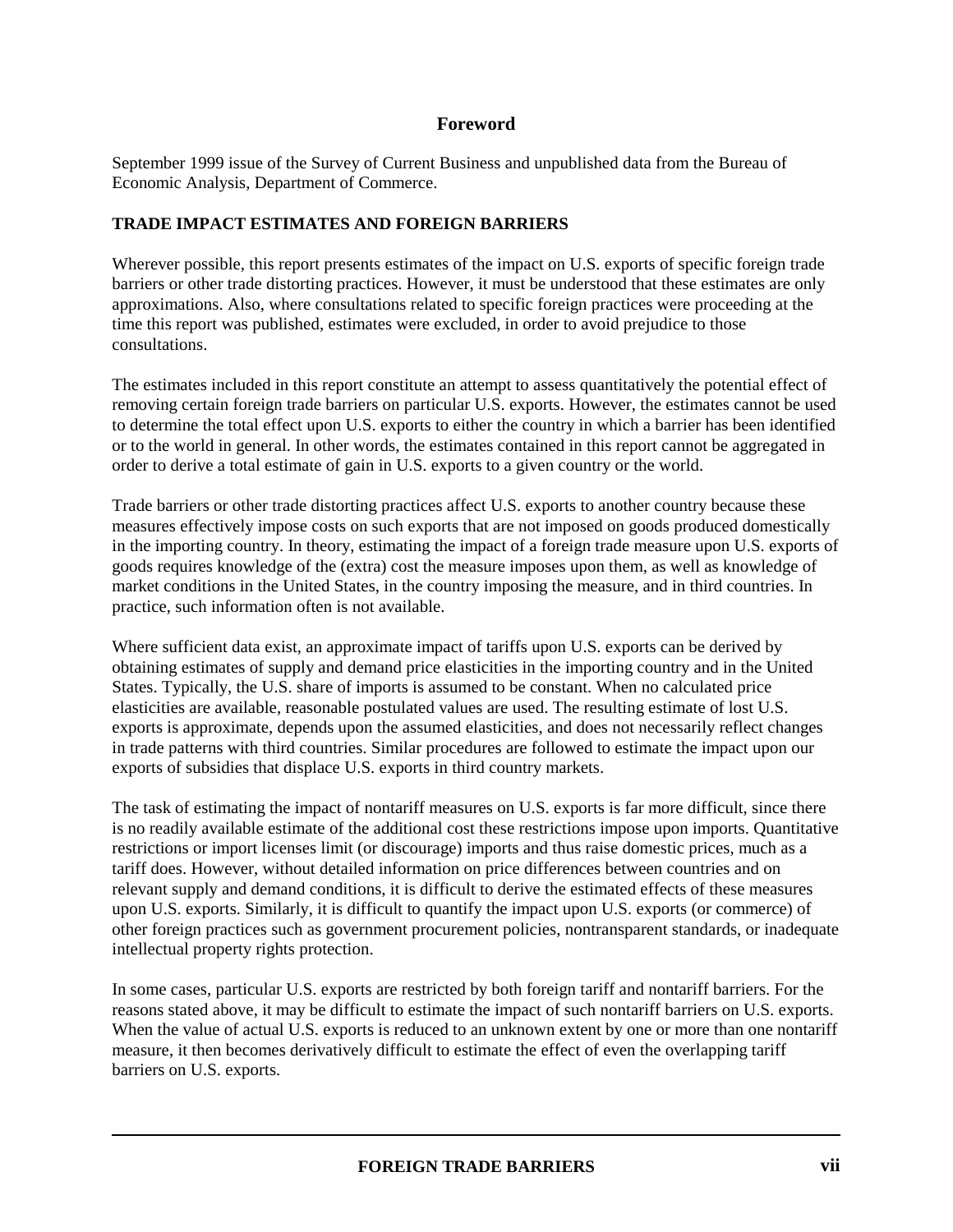## Foreword

September 1999 issue of the Survey of Current Business and unpublished data from the Bureau of Economic Analysis, Department of Commerce.

### TRADE IMPACT ESTIMATES AND FOREIGN BARRIERS

Wherever possible, this report presents estimates of the impact on U.S. exports of specific foreign trade barriers or other trade distorting practices. However, it must be understood that these estimates are only approximations. Also, where consultations related to specific foreign practices were proceeding at the time this report was published, estimates were excluded, in order to avoid prejudice to those consultations.

The estimates included in this report constitute an attempt to assess quantitatively the potential effect of removing certain foreign trade barriers on particular U.S. exports. However, the estimates cannot be used to determine the total effect upon U.S. exports to either the country in which a barrier has been identified or to the world in general. In other words, the estimates contained in this report cannot be aggregated in order to derive a total estimate of gain in U.S. exports to a given country or the world.

Trade barriers or other trade distorting practices affect U.S. exports to another country because these measures effectively impose costs on such exports that are not imposed on goods produced domestically in the importing country. In theory, estimating the impact of a foreign trade measure upon U.S. exports of goods requires knowledge of the (extra) cost the measure imposes upon them, as well as knowledge of market conditions in the United States, in the country imposing the measure, and in third countries. In practice, such information often is not available.

Where sufficient data exist, an approximate impact of tariffs upon U.S. exports can be derived by obtaining estimates of supply and demand price elasticities in the importing country and in the United States. Typically, the U.S. share of imports is assumed to be constant. When no calculated price elasticities are available, reasonable postulated values are used. The resulting estimate of lost U.S. exports is approximate, depends upon the assumed elasticities, and does not necessarily reflect changes in trade patterns with third countries. Similar procedures are followed to estimate the impact upon our exports of subsidies that displace U.S. exports in third country markets.

The task of estimating the impact of nontariff measures on U.S. exports is far more difficult, since there is no readily available estimate of the additional cost these restrictions impose upon imports. Quantitative restrictions or import licenses limit (or discourage) imports and thus raise domestic prices, much as a tariff does. However, without detailed information on price differences between countries and on relevant supply and demand conditions, it is difficult to derive the estimated effects of these measures upon U.S. exports. Similarly, it is difficult to quantify the impact upon U.S. exports (or commerce) of other foreign practices such as government procurement policies, nontransparent standards, or inadequate intellectual property rights protection.

In some cases, particular U.S. exports are restricted by both foreign tariff and nontariff barriers. For the reasons stated above, it may be difficult to estimate the impact of such nontariff barriers on U.S. exports. When the value of actual U.S. exports is reduced to an unknown extent by one or more than one nontariff measure, it then becomes derivatively difficult to estimate the effect of even the overlapping tariff barriers on U.S. exports.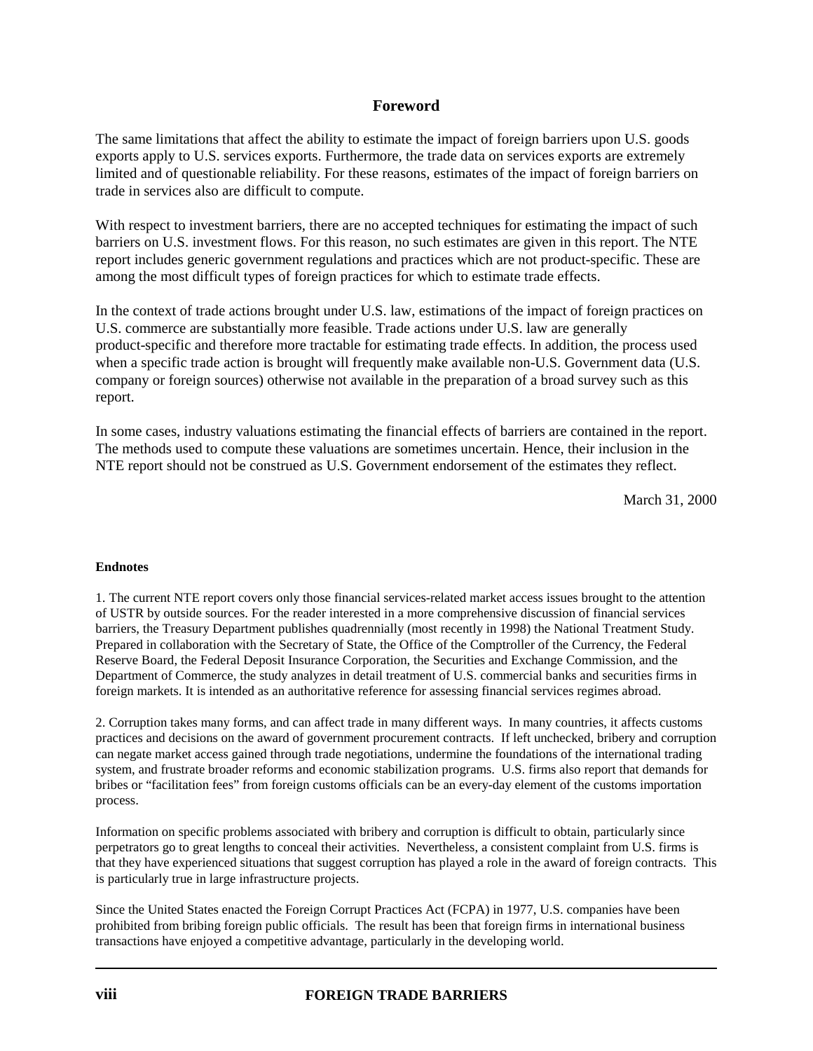## Foreword

The same limitations that affect the ability to estimate the impact of foreign barriers upon U.S. goods exports apply to U.S. services exports. Furthermore, the trade data on services exports are extremely limited and of questionable reliability. For these reasons, estimates of the impact of foreign barriers on trade in services also are difficult to compute.

With respect to investment barriers, there are no accepted techniques for estimating the impact of such barriers on U.S. investment flows. For this reason, no such estimates are given in this report. The NTE report includes generic government regulations and practices which are not product-specific. These are among the most difficult types of foreign practices for which to estimate trade effects.

In the context of trade actions brought under U.S. law, estimations of the impact of foreign practices on U.S. commerce are substantially more feasible. Trade actions under U.S. law are generally product-specific and therefore more tractable for estimating trade effects. In addition, the process used when a specific trade action is brought will frequently make available non-U.S. Government data (U.S. company or foreign sources) otherwise not available in the preparation of a broad survey such as this report.

In some cases, industry valuations estimating the financial effects of barriers are contained in the report. The methods used to compute these valuations are sometimes uncertain. Hence, their inclusion in the NTE report should not be construed as U.S. Government endorsement of the estimates they reflect.

March 31, 2000

**Endnotes**

1. The current NTE report covers only those financial services-related market access issues brought to the attention of USTR by outside sources. For the reader interested in a more comprehensive discussion of financial services barriers, the Treasury Department publishes quadrennially (most recently in 1998) the National Treatment Study. Prepared in collaboration with the Secretary of State, the Office of the Comptroller of the Currency, the Federal Reserve Board, the Federal Deposit Insurance Corporation, the Securities and Exchange Commission, and the Department of Commerce, the study analyzes in detail treatment of U.S. commercial banks and securities firms in foreign markets. It is intended as an authoritative reference for assessing financial services regimes abroad.

2. Corruption takes many forms, and can affect trade in many different ways. In many countries, it affects customs practices and decisions on the award of government procurement contracts. If left unchecked, bribery and corruption can negate market access gained through trade negotiations, undermine the foundations of the international trading system, and frustrate broader reforms and economic stabilization programs. U.S. firms also report that demands for bribes or "facilitation fees" from foreign customs officials can be an every-day element of the customs importation process.

Information on specific problems associated with bribery and corruption is difficult to obtain, particularly since perpetrators go to great lengths to conceal their activities. Nevertheless, a consistent complaint from U.S. firms is that they have experienced situations that suggest corruption has played a role in the award of foreign contracts. This is particularly true in large infrastructure projects.

Since the United States enacted the Foreign Corrupt Practices Act (FCPA) in 1977, U.S. companies have been prohibited from bribing foreign public officials. The result has been that foreign firms in international business transactions have enjoyed a competitive advantage, particularly in the developing world.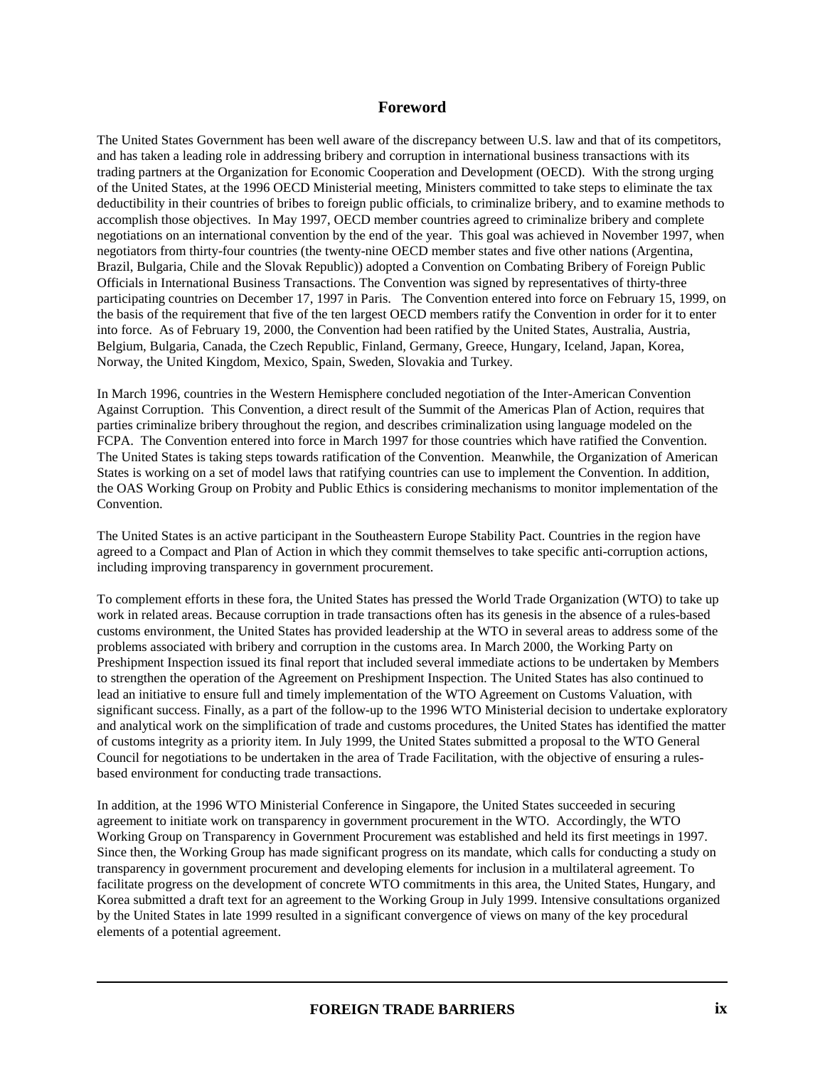## Foreword

The United States Government has been well aware of the discrepancy between U.S. law and that of its competitors, and has taken a leading role in addressing bribery and corruption in international business transactions with its trading partners at the Organization for Economic Cooperation and Development (OECD). With the strong urging of the United States, at the 1996 OECD Ministerial meeting, Ministers committed to take steps to eliminate the tax deductibility in their countries of bribes to foreign public officials, to criminalize bribery, and to examine methods to accomplish those objectives. In May 1997, OECD member countries agreed to criminalize bribery and complete negotiations on an international convention by the end of the year. This goal was achieved in November 1997, when negotiators from thirty-four countries (the twenty-nine OECD member states and five other nations (Argentina, Brazil, Bulgaria, Chile and the Slovak Republic)) adopted a Convention on Combating Bribery of Foreign Public Officials in International Business Transactions. The Convention was signed by representatives of thirty-three participating countries on December 17, 1997 in Paris. The Convention entered into force on February 15, 1999, on the basis of the requirement that five of the ten largest OECD members ratify the Convention in order for it to enter into force. As of February 19, 2000, the Convention had been ratified by the United States, Australia, Austria, Belgium, Bulgaria, Canada, the Czech Republic, Finland, Germany, Greece, Hungary, Iceland, Japan, Korea, Norway, the United Kingdom, Mexico, Spain, Sweden, Slovakia and Turkey.

In March 1996, countries in the Western Hemisphere concluded negotiation of the Inter-American Convention Against Corruption. This Convention, a direct result of the Summit of the Americas Plan of Action, requires that parties criminalize bribery throughout the region, and describes criminalization using language modeled on the FCPA. The Convention entered into force in March 1997 for those countries which have ratified the Convention. The United States is taking steps towards ratification of the Convention. Meanwhile, the Organization of American States is working on a set of model laws that ratifying countries can use to implement the Convention. In addition, the OAS Working Group on Probity and Public Ethics is considering mechanisms to monitor implementation of the Convention.

The United States is an active participant in the Southeastern Europe Stability Pact. Countries in the region have agreed to a Compact and Plan of Action in which they commit themselves to take specific anti-corruption actions, including improving transparency in government procurement.

To complement efforts in these fora, the United States has pressed the World Trade Organization (WTO) to take up work in related areas. Because corruption in trade transactions often has its genesis in the absence of a rules-based customs environment, the United States has provided leadership at the WTO in several areas to address some of the problems associated with bribery and corruption in the customs area. In March 2000, the Working Party on Preshipment Inspection issued its final report that included several immediate actions to be undertaken by Members to strengthen the operation of the Agreement on Preshipment Inspection. The United States has also continued to lead an initiative to ensure full and timely implementation of the WTO Agreement on Customs Valuation, with significant success. Finally, as a part of the follow-up to the 1996 WTO Ministerial decision to undertake exploratory and analytical work on the simplification of trade and customs procedures, the United States has identified the matter of customs integrity as a priority item. In July 1999, the United States submitted a proposal to the WTO General Council for negotiations to be undertaken in the area of Trade Facilitation, with the objective of ensuring a rules-based environment for conducting trade transactions.

In addition, at the 1996 WTO Ministerial Conference in Singapore, the United States succeeded in securing agreement to initiate work on transparency in government procurement in the WTO. Accordingly, the WTO Working Group on Transparency in Government Procurement was established and held its first meetings in 1997. Since then, the Working Group has made significant progress on its mandate, which calls for conducting a study on transparency in government procurement and developing elements for inclusion in a multilateral agreement. To facilitate progress on the development of concrete WTO commitments in this area, the United States, Hungary, and Korea submitted a draft text for an agreement to the Working Group in July 1999. Intensive consultations organized by the United States in late 1999 resulted in a significant convergence of views on many of the key procedural elements of a potential agreement.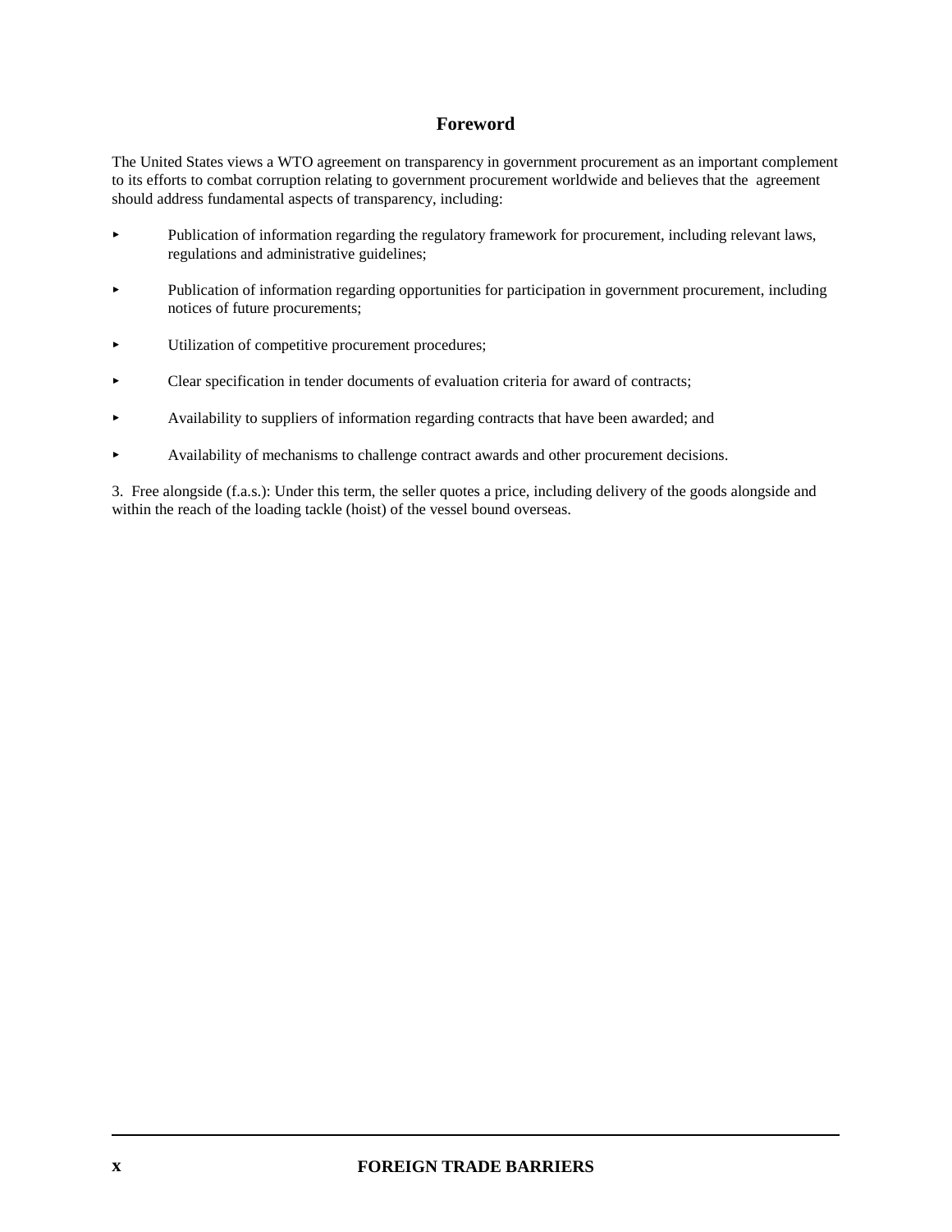## Foreword

The United States views a WTO agreement on transparency in government procurement as an important complement to its efforts to combat corruption relating to government procurement worldwide and believes that the agreement should address fundamental aspects of transparency, including:

- Publication of information regarding the regulatory framework for procurement, including relevant laws, regulations and administrative guidelines;
- Publication of information regarding opportunities for participation in government procurement, including notices of future procurements;
- Utilization of competitive procurement procedures;
- Clear specification in tender documents of evaluation criteria for award of contracts;
- Availability to suppliers of information regarding contracts that have been awarded; and
- Availability of mechanisms to challenge contract awards and other procurement decisions.

3. Free alongside (f.a.s.): Under this term, the seller quotes a price, including delivery of the goods alongside and within the reach of the loading tackle (hoist) of the vessel bound overseas.